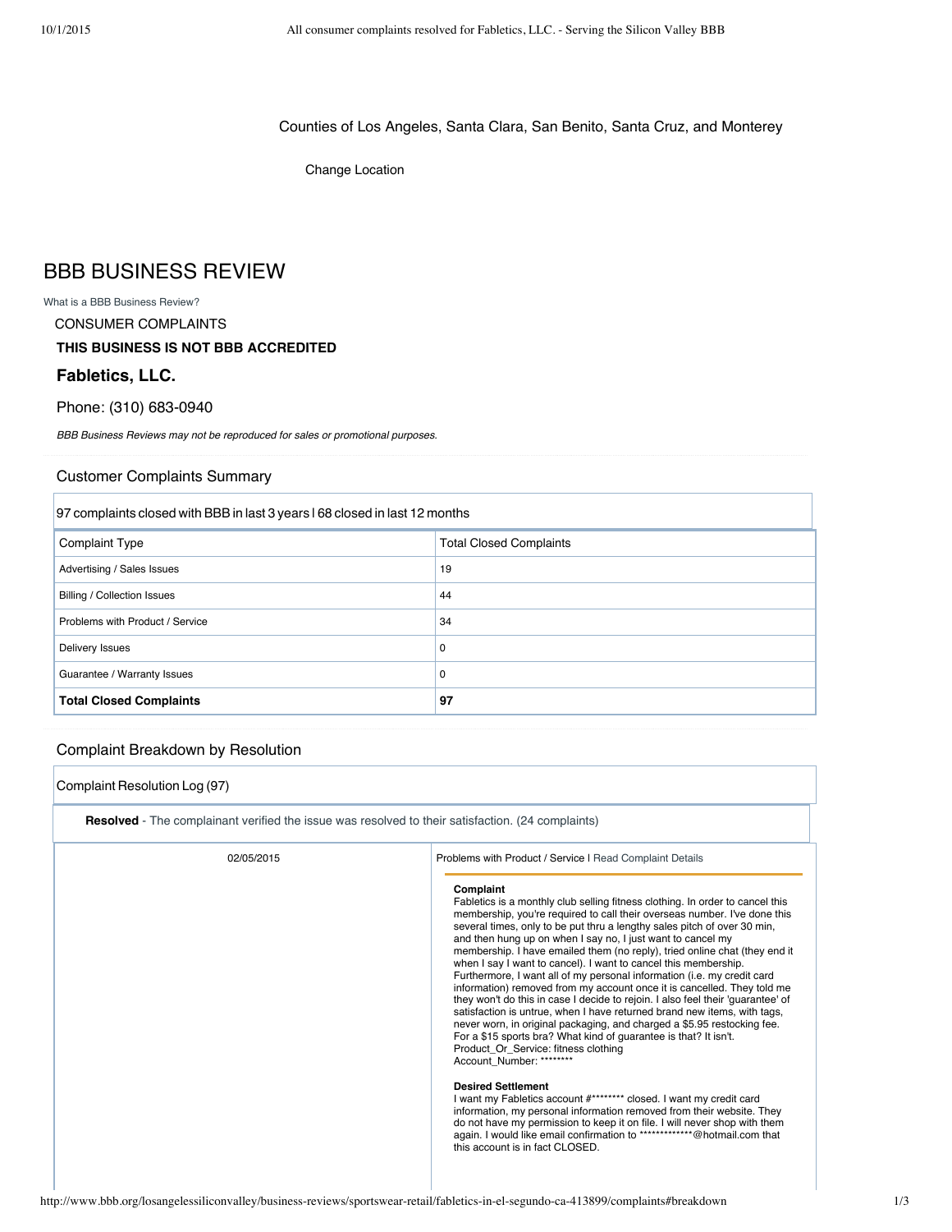Counties of Los Angeles, Santa Clara, San Benito, Santa Cruz, and Monterey

Change Location

# BBB BUSINESS REVIEW

What is a BBB Business Review?

CONSUMER COMPLAINTS

**THIS BUSINESS IS NOT BBB ACCREDITED**

## Fabletics, LLC.

Phone: (310) 683-0940

*BBB Business Reviews may not be reproduced for sales or promotional purposes.*

### Customer Complaints Summary

97 complaints closed with BBB in last 3 years | 68 closed in last 12 months

| Complaint Type | Total Closed Complaints |
|---|---|
| Advertising / Sales Issues | 19 |
| Billing / Collection Issues | 44 |
| Problems with Product / Service | 34 |
| Delivery Issues | 0 |
| Guarantee / Warranty Issues | 0 |
| **Total Closed Complaints** | **97** |

### Complaint Breakdown by Resolution

Complaint Resolution Log (97)

**Resolved** - The complainant verified the issue was resolved to their satisfaction. (24 complaints)

02/05/2015

Problems with Product / Service | Read Complaint Details

**Complaint**

Fabletics is a monthly club selling fitness clothing. In order to cancel this membership, you're required to call their overseas number. I've done this several times, only to be put thru a lengthy sales pitch of over 30 min, and then hung up on when I say no, I just want to cancel my membership. I have emailed them (no reply), tried online chat (they end it when I say I want to cancel). I want to cancel this membership. Furthermore, I want all of my personal information (i.e. my credit card information) removed from my account once it is cancelled. They told me they won't do this in case I decide to rejoin. I also feel their 'guarantee' of satisfaction is untrue, when I have returned brand new items, with tags, never worn, in original packaging, and charged a $5.95 restocking fee. For a $15 sports bra? What kind of guarantee is that? It isn't.
Product_Or_Service: fitness clothing
Account_Number: ********

**Desired Settlement**

I want my Fabletics account #******** closed. I want my credit card information, my personal information removed from their website. They do not have my permission to keep it on file. I will never shop with them again. I would like email confirmation to *************@hotmail.com that this account is in fact CLOSED.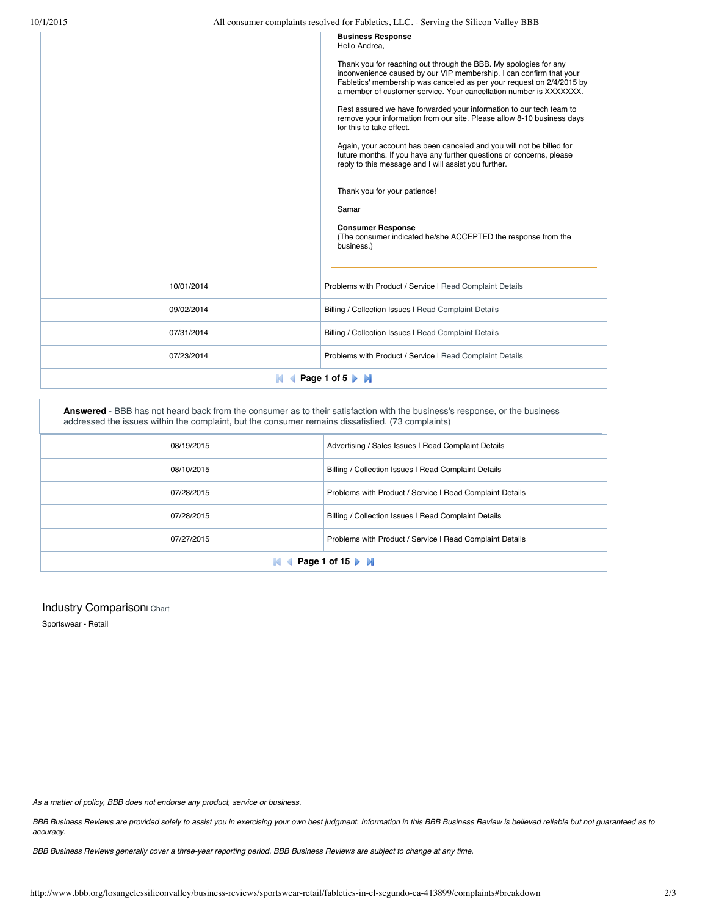| | |
|---|---|
| | **Business Response**<br>Hello Andrea,<br><br>Thank you for reaching out through the BBB. My apologies for any inconvenience caused by our VIP membership. I can confirm that your Fabletics' membership was canceled as per your request on 2/4/2015 by a member of customer service. Your cancellation number is XXXXXXX.<br><br>Rest assured we have forwarded your information to our tech team to remove your information from our site. Please allow 8-10 business days for this to take effect.<br><br>Again, your account has been canceled and you will not be billed for future months. If you have any further questions or concerns, please reply to this message and I will assist you further.<br><br>Thank you for your patience!<br><br>Samar<br><br>**Consumer Response**<br>(The consumer indicated he/she ACCEPTED the response from the business.) |
| 10/01/2014 | Problems with Product / Service I Read Complaint Details |
| 09/02/2014 | Billing / Collection Issues I Read Complaint Details |
| 07/31/2014 | Billing / Collection Issues I Read Complaint Details |
| 07/23/2014 | Problems with Product / Service I Read Complaint Details |

**Page 1 of 5**

**Answered** - BBB has not heard back from the consumer as to their satisfaction with the business's response, or the business addressed the issues within the complaint, but the consumer remains dissatisfied. (73 complaints)

| | |
|---|---|
| 08/19/2015 | Advertising / Sales Issues I Read Complaint Details |
| 08/10/2015 | Billing / Collection Issues I Read Complaint Details |
| 07/28/2015 | Problems with Product / Service I Read Complaint Details |
| 07/28/2015 | Billing / Collection Issues I Read Complaint Details |
| 07/27/2015 | Problems with Product / Service I Read Complaint Details |

**Page 1 of 15**

## Industry Comparison I Chart

Sportswear - Retail

*As a matter of policy, BBB does not endorse any product, service or business.*

*BBB Business Reviews are provided solely to assist you in exercising your own best judgment. Information in this BBB Business Review is believed reliable but not guaranteed as to accuracy.*

*BBB Business Reviews generally cover a three-year reporting period. BBB Business Reviews are subject to change at any time.*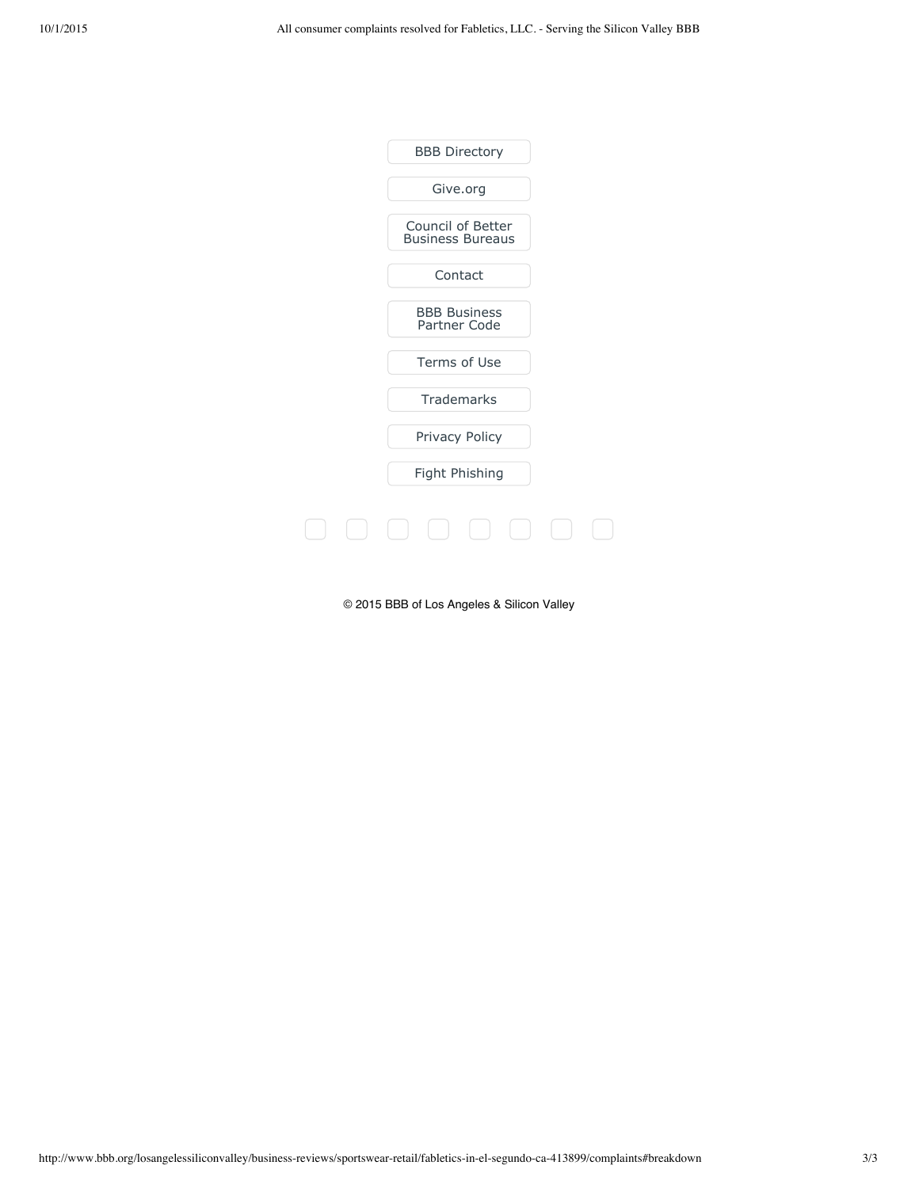BBB Directory

Give.org

Council of Better Business Bureaus

Contact

BBB Business Partner Code

Terms of Use

Trademarks

Privacy Policy

Fight Phishing

© 2015 BBB of Los Angeles & Silicon Valley